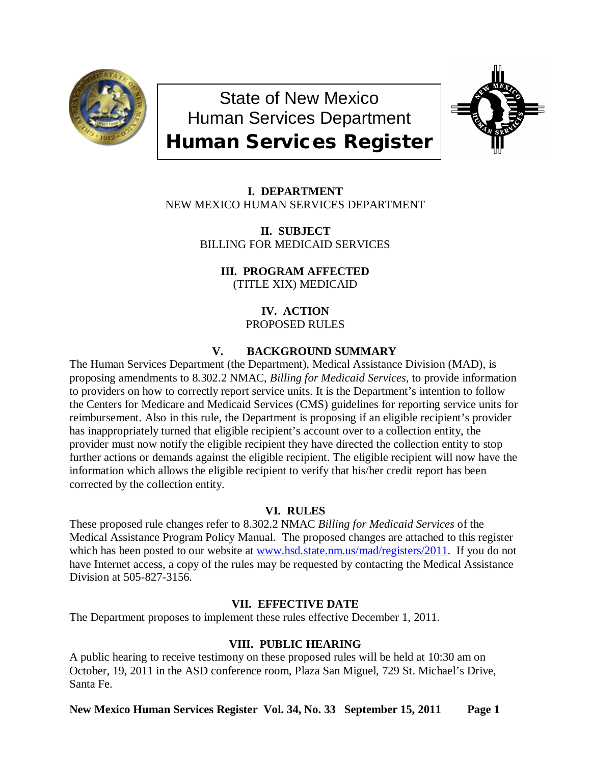# State of New Mexico
## Human Services Department
# Human Services Register

**I. DEPARTMENT**
NEW MEXICO HUMAN SERVICES DEPARTMENT

**II. SUBJECT**
BILLING FOR MEDICAID SERVICES

**III. PROGRAM AFFECTED**
(TITLE XIX) MEDICAID

**IV. ACTION**
PROPOSED RULES

**V. BACKGROUND SUMMARY**

The Human Services Department (the Department), Medical Assistance Division (MAD), is proposing amendments to 8.302.2 NMAC, *Billing for Medicaid Services,* to provide information to providers on how to correctly report service units. It is the Department's intention to follow the Centers for Medicare and Medicaid Services (CMS) guidelines for reporting service units for reimbursement. Also in this rule, the Department is proposing if an eligible recipient's provider has inappropriately turned that eligible recipient's account over to a collection entity, the provider must now notify the eligible recipient they have directed the collection entity to stop further actions or demands against the eligible recipient. The eligible recipient will now have the information which allows the eligible recipient to verify that his/her credit report has been corrected by the collection entity.

**VI. RULES**

These proposed rule changes refer to 8.302.2 NMAC *Billing for Medicaid Services* of the Medical Assistance Program Policy Manual. The proposed changes are attached to this register which has been posted to our website at www.hsd.state.nm.us/mad/registers/2011. If you do not have Internet access, a copy of the rules may be requested by contacting the Medical Assistance Division at 505-827-3156.

**VII. EFFECTIVE DATE**

The Department proposes to implement these rules effective December 1, 2011.

**VIII. PUBLIC HEARING**

A public hearing to receive testimony on these proposed rules will be held at 10:30 am on October, 19, 2011 in the ASD conference room, Plaza San Miguel, 729 St. Michael's Drive, Santa Fe.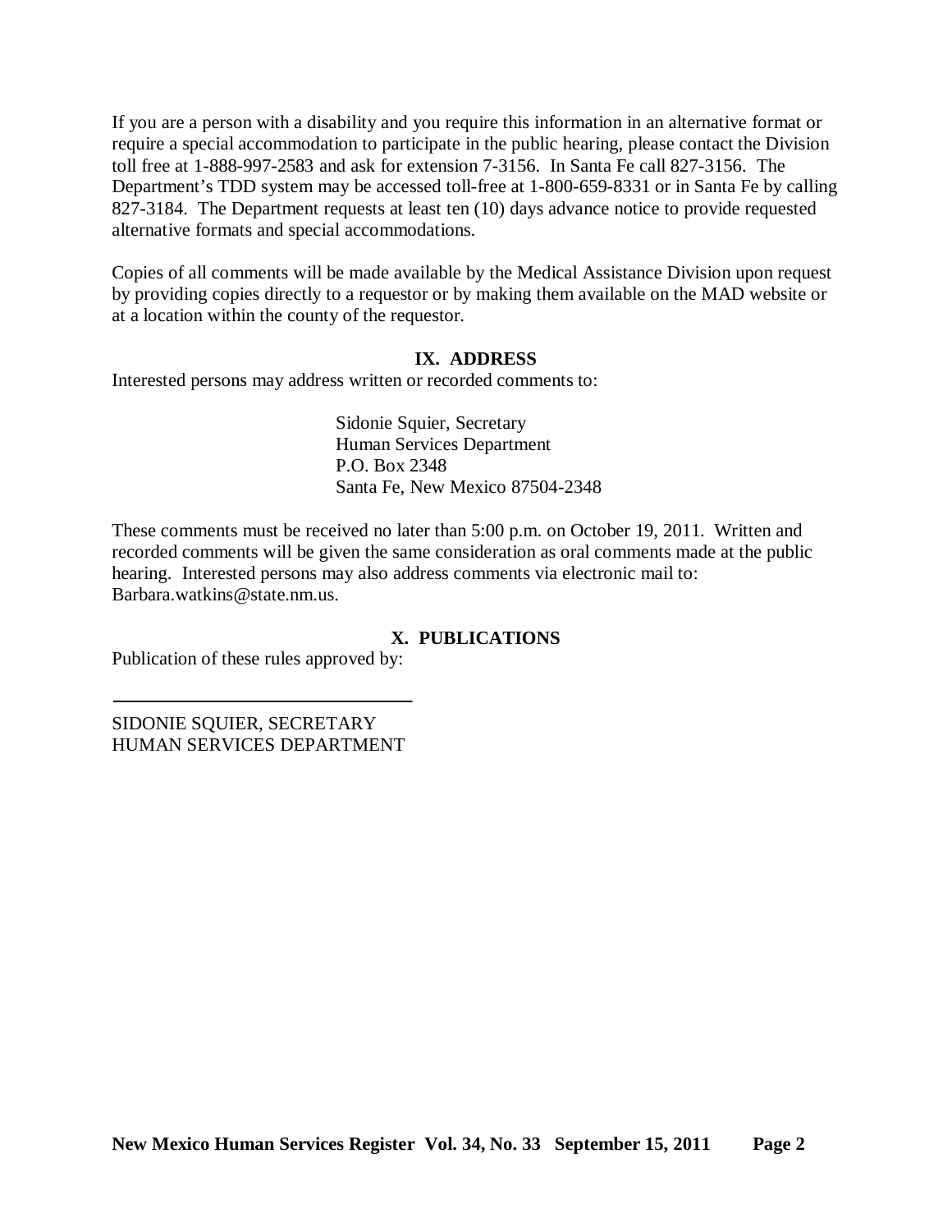If you are a person with a disability and you require this information in an alternative format or require a special accommodation to participate in the public hearing, please contact the Division toll free at 1-888-997-2583 and ask for extension 7-3156. In Santa Fe call 827-3156. The Department's TDD system may be accessed toll-free at 1-800-659-8331 or in Santa Fe by calling 827-3184. The Department requests at least ten (10) days advance notice to provide requested alternative formats and special accommodations.

Copies of all comments will be made available by the Medical Assistance Division upon request by providing copies directly to a requestor or by making them available on the MAD website or at a location within the county of the requestor.

## IX. ADDRESS

Interested persons may address written or recorded comments to:

Sidonie Squier, Secretary
Human Services Department
P.O. Box 2348
Santa Fe, New Mexico 87504-2348

These comments must be received no later than 5:00 p.m. on October 19, 2011. Written and recorded comments will be given the same consideration as oral comments made at the public hearing. Interested persons may also address comments via electronic mail to: Barbara.watkins@state.nm.us.

## X. PUBLICATIONS

Publication of these rules approved by:

\_\_\_\_\_\_\_\_\_\_\_\_\_\_\_\_\_\_\_\_\_\_\_\_\_\_\_\_\_\_\_\_\_\_

SIDONIE SQUIER, SECRETARY
HUMAN SERVICES DEPARTMENT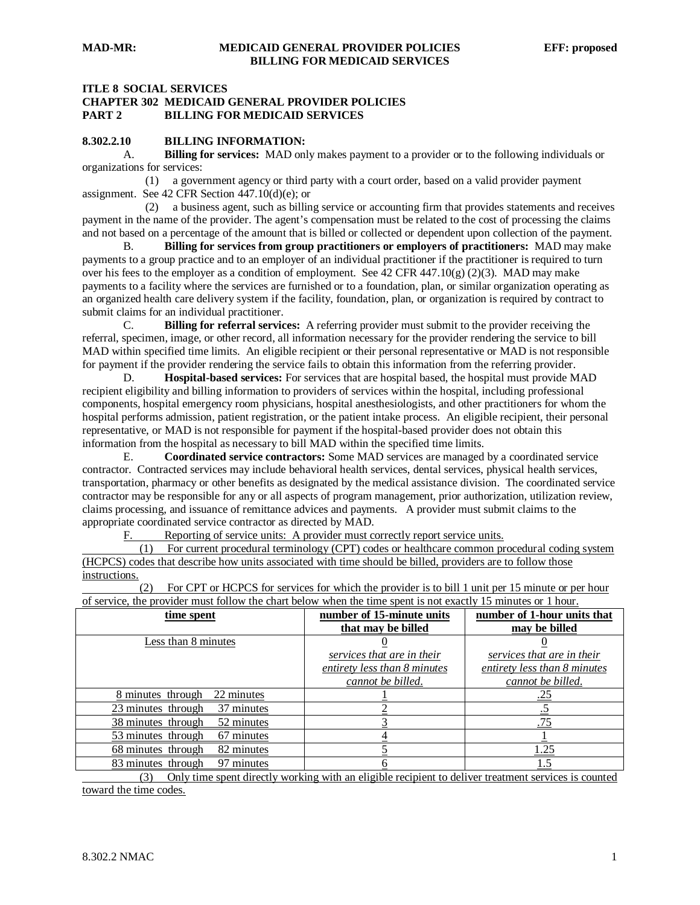**ITLE 8 SOCIAL SERVICES**
**CHAPTER 302 MEDICAID GENERAL PROVIDER POLICIES**
**PART 2 BILLING FOR MEDICAID SERVICES**

**8.302.2.10 BILLING INFORMATION:**

A. **Billing for services:** MAD only makes payment to a provider or to the following individuals or organizations for services:

(1) a government agency or third party with a court order, based on a valid provider payment assignment. See 42 CFR Section 447.10(d)(e); or

(2) a business agent, such as billing service or accounting firm that provides statements and receives payment in the name of the provider. The agent's compensation must be related to the cost of processing the claims and not based on a percentage of the amount that is billed or collected or dependent upon collection of the payment.

B. **Billing for services from group practitioners or employers of practitioners:** MAD may make payments to a group practice and to an employer of an individual practitioner if the practitioner is required to turn over his fees to the employer as a condition of employment. See 42 CFR 447.10(g) (2)(3). MAD may make payments to a facility where the services are furnished or to a foundation, plan, or similar organization operating as an organized health care delivery system if the facility, foundation, plan, or organization is required by contract to submit claims for an individual practitioner.

C. **Billing for referral services:** A referring provider must submit to the provider receiving the referral, specimen, image, or other record, all information necessary for the provider rendering the service to bill MAD within specified time limits. An eligible recipient or their personal representative or MAD is not responsible for payment if the provider rendering the service fails to obtain this information from the referring provider.

D. **Hospital-based services:** For services that are hospital based, the hospital must provide MAD recipient eligibility and billing information to providers of services within the hospital, including professional components, hospital emergency room physicians, hospital anesthesiologists, and other practitioners for whom the hospital performs admission, patient registration, or the patient intake process. An eligible recipient, their personal representative, or MAD is not responsible for payment if the hospital-based provider does not obtain this information from the hospital as necessary to bill MAD within the specified time limits.

E. **Coordinated service contractors:** Some MAD services are managed by a coordinated service contractor. Contracted services may include behavioral health services, dental services, physical health services, transportation, pharmacy or other benefits as designated by the medical assistance division. The coordinated service contractor may be responsible for any or all aspects of program management, prior authorization, utilization review, claims processing, and issuance of remittance advices and payments. A provider must submit claims to the appropriate coordinated service contractor as directed by MAD.

F. Reporting of service units: A provider must correctly report service units.

(1) For current procedural terminology (CPT) codes or healthcare common procedural coding system (HCPCS) codes that describe how units associated with time should be billed, providers are to follow those instructions.

(2) For CPT or HCPCS for services for which the provider is to bill 1 unit per 15 minute or per hour of service, the provider must follow the chart below when the time spent is not exactly 15 minutes or 1 hour.

| time spent | number of 15-minute units that may be billed | number of 1-hour units that may be billed |
|---|---|---|
| Less than 8 minutes | 0 *services that are in their entirety less than 8 minutes cannot be billed.* | 0 *services that are in their entirety less than 8 minutes cannot be billed.* |
| 8 minutes through 22 minutes | 1 | .25 |
| 23 minutes through 37 minutes | 2 | .5 |
| 38 minutes through 52 minutes | 3 | .75 |
| 53 minutes through 67 minutes | 4 | 1 |
| 68 minutes through 82 minutes | 5 | 1.25 |
| 83 minutes through 97 minutes | 6 | 1.5 |

(3) Only time spent directly working with an eligible recipient to deliver treatment services is counted toward the time codes.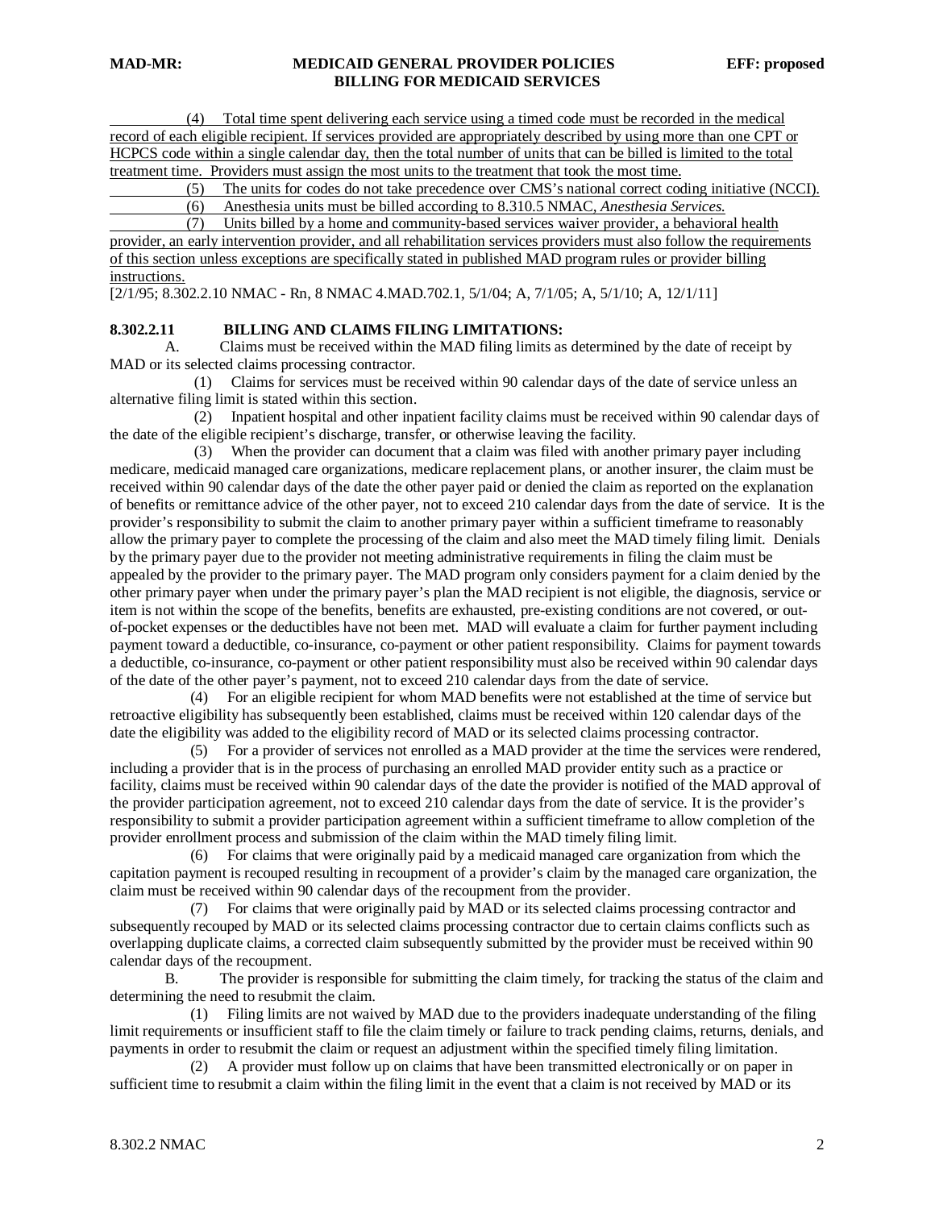(4) Total time spent delivering each service using a timed code must be recorded in the medical record of each eligible recipient. If services provided are appropriately described by using more than one CPT or HCPCS code within a single calendar day, then the total number of units that can be billed is limited to the total treatment time. Providers must assign the most units to the treatment that took the most time.

(5) The units for codes do not take precedence over CMS's national correct coding initiative (NCCI).

(6) Anesthesia units must be billed according to 8.310.5 NMAC, *Anesthesia Services.*

(7) Units billed by a home and community-based services waiver provider, a behavioral health provider, an early intervention provider, and all rehabilitation services providers must also follow the requirements of this section unless exceptions are specifically stated in published MAD program rules or provider billing instructions.

[2/1/95; 8.302.2.10 NMAC - Rn, 8 NMAC 4.MAD.702.1, 5/1/04; A, 7/1/05; A, 5/1/10; A, 12/1/11]

**8.302.2.11 BILLING AND CLAIMS FILING LIMITATIONS:**

A. Claims must be received within the MAD filing limits as determined by the date of receipt by MAD or its selected claims processing contractor.

(1) Claims for services must be received within 90 calendar days of the date of service unless an alternative filing limit is stated within this section.

(2) Inpatient hospital and other inpatient facility claims must be received within 90 calendar days of the date of the eligible recipient's discharge, transfer, or otherwise leaving the facility.

(3) When the provider can document that a claim was filed with another primary payer including medicare, medicaid managed care organizations, medicare replacement plans, or another insurer, the claim must be received within 90 calendar days of the date the other payer paid or denied the claim as reported on the explanation of benefits or remittance advice of the other payer, not to exceed 210 calendar days from the date of service. It is the provider's responsibility to submit the claim to another primary payer within a sufficient timeframe to reasonably allow the primary payer to complete the processing of the claim and also meet the MAD timely filing limit. Denials by the primary payer due to the provider not meeting administrative requirements in filing the claim must be appealed by the provider to the primary payer. The MAD program only considers payment for a claim denied by the other primary payer when under the primary payer's plan the MAD recipient is not eligible, the diagnosis, service or item is not within the scope of the benefits, benefits are exhausted, pre-existing conditions are not covered, or out-of-pocket expenses or the deductibles have not been met. MAD will evaluate a claim for further payment including payment toward a deductible, co-insurance, co-payment or other patient responsibility. Claims for payment towards a deductible, co-insurance, co-payment or other patient responsibility must also be received within 90 calendar days of the date of the other payer's payment, not to exceed 210 calendar days from the date of service.

(4) For an eligible recipient for whom MAD benefits were not established at the time of service but retroactive eligibility has subsequently been established, claims must be received within 120 calendar days of the date the eligibility was added to the eligibility record of MAD or its selected claims processing contractor.

(5) For a provider of services not enrolled as a MAD provider at the time the services were rendered, including a provider that is in the process of purchasing an enrolled MAD provider entity such as a practice or facility, claims must be received within 90 calendar days of the date the provider is notified of the MAD approval of the provider participation agreement, not to exceed 210 calendar days from the date of service. It is the provider's responsibility to submit a provider participation agreement within a sufficient timeframe to allow completion of the provider enrollment process and submission of the claim within the MAD timely filing limit.

(6) For claims that were originally paid by a medicaid managed care organization from which the capitation payment is recouped resulting in recoupment of a provider's claim by the managed care organization, the claim must be received within 90 calendar days of the recoupment from the provider.

(7) For claims that were originally paid by MAD or its selected claims processing contractor and subsequently recouped by MAD or its selected claims processing contractor due to certain claims conflicts such as overlapping duplicate claims, a corrected claim subsequently submitted by the provider must be received within 90 calendar days of the recoupment.

B. The provider is responsible for submitting the claim timely, for tracking the status of the claim and determining the need to resubmit the claim.

(1) Filing limits are not waived by MAD due to the providers inadequate understanding of the filing limit requirements or insufficient staff to file the claim timely or failure to track pending claims, returns, denials, and payments in order to resubmit the claim or request an adjustment within the specified timely filing limitation.

(2) A provider must follow up on claims that have been transmitted electronically or on paper in sufficient time to resubmit a claim within the filing limit in the event that a claim is not received by MAD or its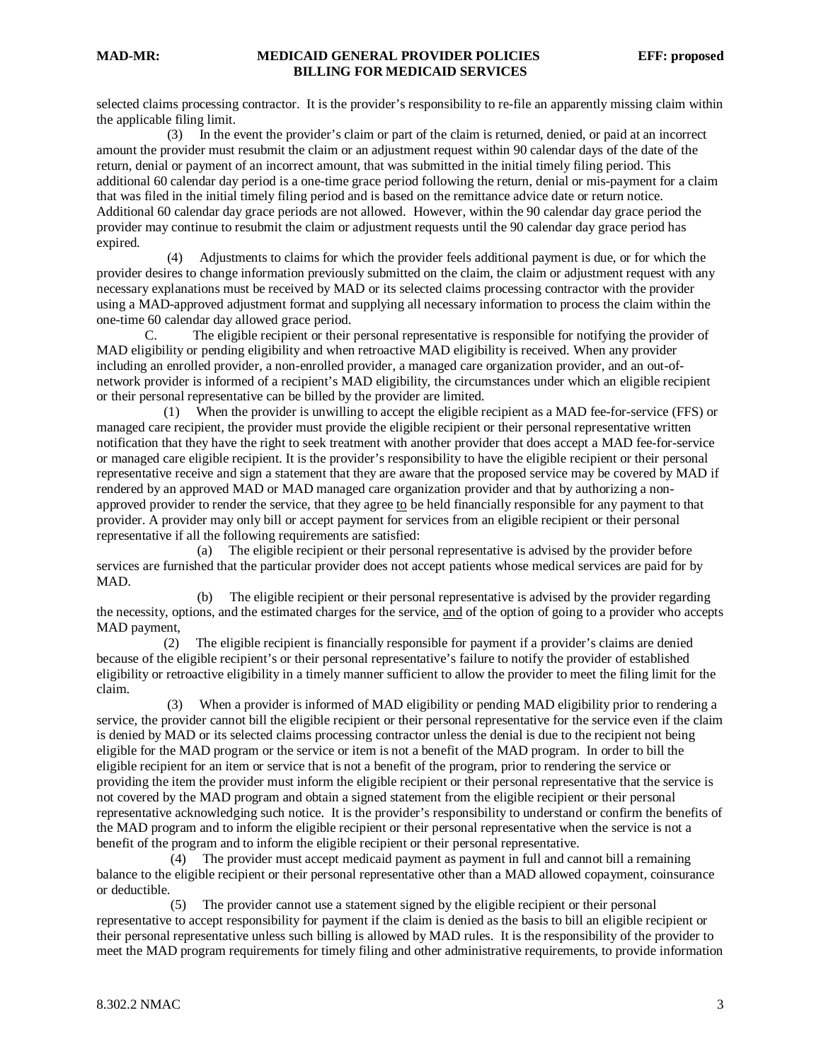selected claims processing contractor. It is the provider's responsibility to re-file an apparently missing claim within the applicable filing limit.

(3) In the event the provider's claim or part of the claim is returned, denied, or paid at an incorrect amount the provider must resubmit the claim or an adjustment request within 90 calendar days of the date of the return, denial or payment of an incorrect amount, that was submitted in the initial timely filing period. This additional 60 calendar day period is a one-time grace period following the return, denial or mis-payment for a claim that was filed in the initial timely filing period and is based on the remittance advice date or return notice. Additional 60 calendar day grace periods are not allowed. However, within the 90 calendar day grace period the provider may continue to resubmit the claim or adjustment requests until the 90 calendar day grace period has expired.

(4) Adjustments to claims for which the provider feels additional payment is due, or for which the provider desires to change information previously submitted on the claim, the claim or adjustment request with any necessary explanations must be received by MAD or its selected claims processing contractor with the provider using a MAD-approved adjustment format and supplying all necessary information to process the claim within the one-time 60 calendar day allowed grace period.

C. The eligible recipient or their personal representative is responsible for notifying the provider of MAD eligibility or pending eligibility and when retroactive MAD eligibility is received. When any provider including an enrolled provider, a non-enrolled provider, a managed care organization provider, and an out-of-network provider is informed of a recipient's MAD eligibility, the circumstances under which an eligible recipient or their personal representative can be billed by the provider are limited.

(1) When the provider is unwilling to accept the eligible recipient as a MAD fee-for-service (FFS) or managed care recipient, the provider must provide the eligible recipient or their personal representative written notification that they have the right to seek treatment with another provider that does accept a MAD fee-for-service or managed care eligible recipient. It is the provider's responsibility to have the eligible recipient or their personal representative receive and sign a statement that they are aware that the proposed service may be covered by MAD if rendered by an approved MAD or MAD managed care organization provider and that by authorizing a non-approved provider to render the service, that they agree <u>to</u> be held financially responsible for any payment to that provider. A provider may only bill or accept payment for services from an eligible recipient or their personal representative if all the following requirements are satisfied:

(a) The eligible recipient or their personal representative is advised by the provider before services are furnished that the particular provider does not accept patients whose medical services are paid for by MAD.

(b) The eligible recipient or their personal representative is advised by the provider regarding the necessity, options, and the estimated charges for the service, <u>and</u> of the option of going to a provider who accepts MAD payment,

(2) The eligible recipient is financially responsible for payment if a provider's claims are denied because of the eligible recipient's or their personal representative's failure to notify the provider of established eligibility or retroactive eligibility in a timely manner sufficient to allow the provider to meet the filing limit for the claim.

(3) When a provider is informed of MAD eligibility or pending MAD eligibility prior to rendering a service, the provider cannot bill the eligible recipient or their personal representative for the service even if the claim is denied by MAD or its selected claims processing contractor unless the denial is due to the recipient not being eligible for the MAD program or the service or item is not a benefit of the MAD program. In order to bill the eligible recipient for an item or service that is not a benefit of the program, prior to rendering the service or providing the item the provider must inform the eligible recipient or their personal representative that the service is not covered by the MAD program and obtain a signed statement from the eligible recipient or their personal representative acknowledging such notice. It is the provider's responsibility to understand or confirm the benefits of the MAD program and to inform the eligible recipient or their personal representative when the service is not a benefit of the program and to inform the eligible recipient or their personal representative.

(4) The provider must accept medicaid payment as payment in full and cannot bill a remaining balance to the eligible recipient or their personal representative other than a MAD allowed copayment, coinsurance or deductible.

(5) The provider cannot use a statement signed by the eligible recipient or their personal representative to accept responsibility for payment if the claim is denied as the basis to bill an eligible recipient or their personal representative unless such billing is allowed by MAD rules. It is the responsibility of the provider to meet the MAD program requirements for timely filing and other administrative requirements, to provide information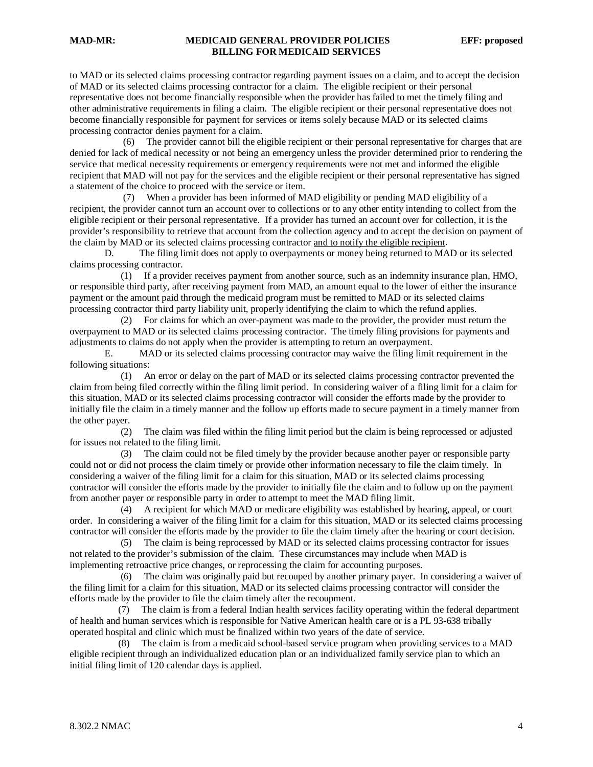to MAD or its selected claims processing contractor regarding payment issues on a claim, and to accept the decision of MAD or its selected claims processing contractor for a claim. The eligible recipient or their personal representative does not become financially responsible when the provider has failed to met the timely filing and other administrative requirements in filing a claim. The eligible recipient or their personal representative does not become financially responsible for payment for services or items solely because MAD or its selected claims processing contractor denies payment for a claim.

(6) The provider cannot bill the eligible recipient or their personal representative for charges that are denied for lack of medical necessity or not being an emergency unless the provider determined prior to rendering the service that medical necessity requirements or emergency requirements were not met and informed the eligible recipient that MAD will not pay for the services and the eligible recipient or their personal representative has signed a statement of the choice to proceed with the service or item.

(7) When a provider has been informed of MAD eligibility or pending MAD eligibility of a recipient, the provider cannot turn an account over to collections or to any other entity intending to collect from the eligible recipient or their personal representative. If a provider has turned an account over for collection, it is the provider's responsibility to retrieve that account from the collection agency and to accept the decision on payment of the claim by MAD or its selected claims processing contractor <u>and to notify the eligible recipient</u>.

D. The filing limit does not apply to overpayments or money being returned to MAD or its selected claims processing contractor.

(1) If a provider receives payment from another source, such as an indemnity insurance plan, HMO, or responsible third party, after receiving payment from MAD, an amount equal to the lower of either the insurance payment or the amount paid through the medicaid program must be remitted to MAD or its selected claims processing contractor third party liability unit, properly identifying the claim to which the refund applies.

(2) For claims for which an over-payment was made to the provider, the provider must return the overpayment to MAD or its selected claims processing contractor. The timely filing provisions for payments and adjustments to claims do not apply when the provider is attempting to return an overpayment.

E. MAD or its selected claims processing contractor may waive the filing limit requirement in the following situations:

(1) An error or delay on the part of MAD or its selected claims processing contractor prevented the claim from being filed correctly within the filing limit period. In considering waiver of a filing limit for a claim for this situation, MAD or its selected claims processing contractor will consider the efforts made by the provider to initially file the claim in a timely manner and the follow up efforts made to secure payment in a timely manner from the other payer.

(2) The claim was filed within the filing limit period but the claim is being reprocessed or adjusted for issues not related to the filing limit.

(3) The claim could not be filed timely by the provider because another payer or responsible party could not or did not process the claim timely or provide other information necessary to file the claim timely. In considering a waiver of the filing limit for a claim for this situation, MAD or its selected claims processing contractor will consider the efforts made by the provider to initially file the claim and to follow up on the payment from another payer or responsible party in order to attempt to meet the MAD filing limit.

(4) A recipient for which MAD or medicare eligibility was established by hearing, appeal, or court order. In considering a waiver of the filing limit for a claim for this situation, MAD or its selected claims processing contractor will consider the efforts made by the provider to file the claim timely after the hearing or court decision.

(5) The claim is being reprocessed by MAD or its selected claims processing contractor for issues not related to the provider's submission of the claim. These circumstances may include when MAD is implementing retroactive price changes, or reprocessing the claim for accounting purposes.

(6) The claim was originally paid but recouped by another primary payer. In considering a waiver of the filing limit for a claim for this situation, MAD or its selected claims processing contractor will consider the efforts made by the provider to file the claim timely after the recoupment.

(7) The claim is from a federal Indian health services facility operating within the federal department of health and human services which is responsible for Native American health care or is a PL 93-638 tribally operated hospital and clinic which must be finalized within two years of the date of service.

(8) The claim is from a medicaid school-based service program when providing services to a MAD eligible recipient through an individualized education plan or an individualized family service plan to which an initial filing limit of 120 calendar days is applied.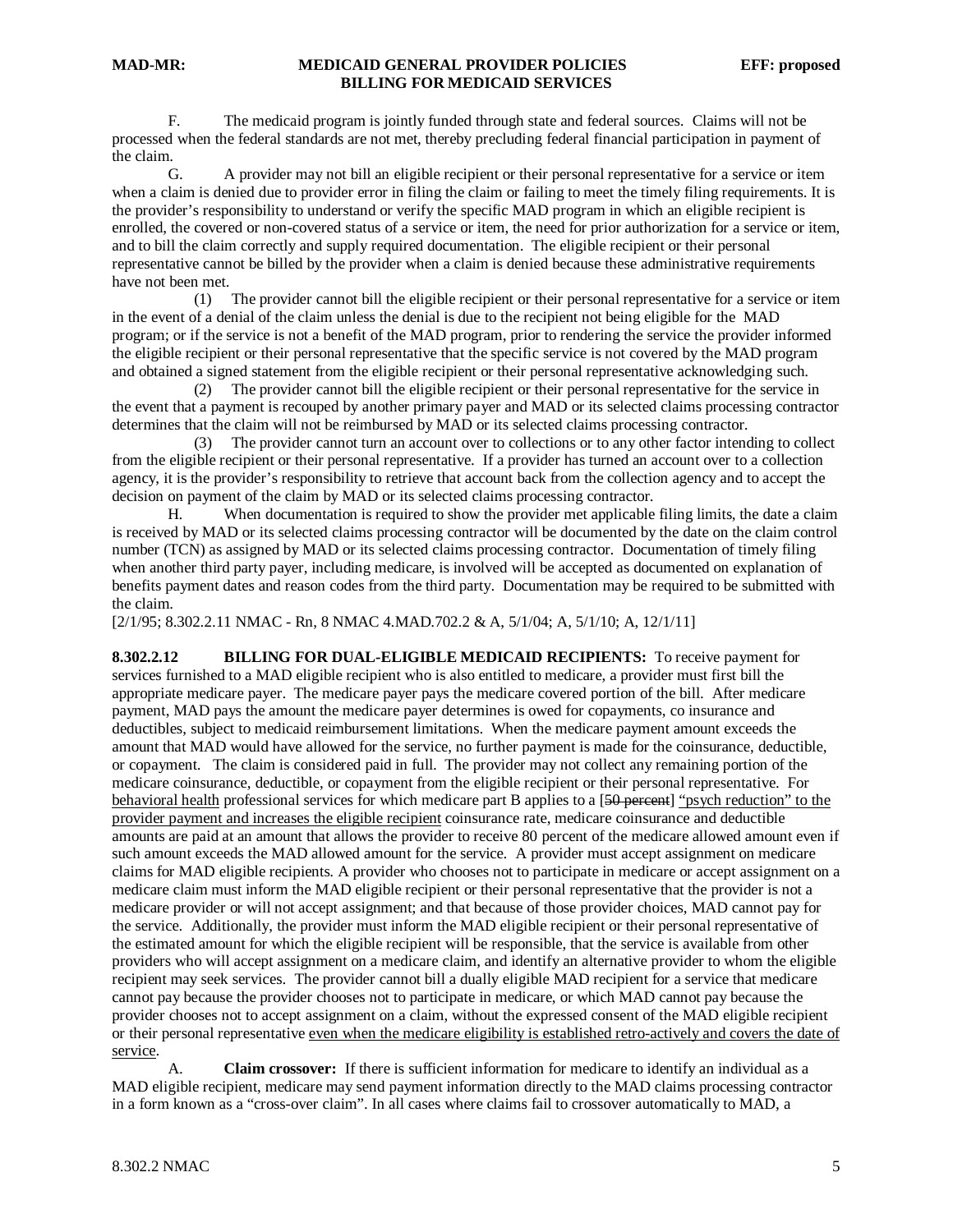F. The medicaid program is jointly funded through state and federal sources. Claims will not be processed when the federal standards are not met, thereby precluding federal financial participation in payment of the claim.

G. A provider may not bill an eligible recipient or their personal representative for a service or item when a claim is denied due to provider error in filing the claim or failing to meet the timely filing requirements. It is the provider's responsibility to understand or verify the specific MAD program in which an eligible recipient is enrolled, the covered or non-covered status of a service or item, the need for prior authorization for a service or item, and to bill the claim correctly and supply required documentation. The eligible recipient or their personal representative cannot be billed by the provider when a claim is denied because these administrative requirements have not been met.

(1) The provider cannot bill the eligible recipient or their personal representative for a service or item in the event of a denial of the claim unless the denial is due to the recipient not being eligible for the MAD program; or if the service is not a benefit of the MAD program, prior to rendering the service the provider informed the eligible recipient or their personal representative that the specific service is not covered by the MAD program and obtained a signed statement from the eligible recipient or their personal representative acknowledging such.

(2) The provider cannot bill the eligible recipient or their personal representative for the service in the event that a payment is recouped by another primary payer and MAD or its selected claims processing contractor determines that the claim will not be reimbursed by MAD or its selected claims processing contractor.

(3) The provider cannot turn an account over to collections or to any other factor intending to collect from the eligible recipient or their personal representative. If a provider has turned an account over to a collection agency, it is the provider's responsibility to retrieve that account back from the collection agency and to accept the decision on payment of the claim by MAD or its selected claims processing contractor.

H. When documentation is required to show the provider met applicable filing limits, the date a claim is received by MAD or its selected claims processing contractor will be documented by the date on the claim control number (TCN) as assigned by MAD or its selected claims processing contractor. Documentation of timely filing when another third party payer, including medicare, is involved will be accepted as documented on explanation of benefits payment dates and reason codes from the third party. Documentation may be required to be submitted with the claim.

[2/1/95; 8.302.2.11 NMAC - Rn, 8 NMAC 4.MAD.702.2 & A, 5/1/04; A, 5/1/10; A, 12/1/11]

**8.302.2.12 BILLING FOR DUAL-ELIGIBLE MEDICAID RECIPIENTS:** To receive payment for services furnished to a MAD eligible recipient who is also entitled to medicare, a provider must first bill the appropriate medicare payer. The medicare payer pays the medicare covered portion of the bill. After medicare payment, MAD pays the amount the medicare payer determines is owed for copayments, co insurance and deductibles, subject to medicaid reimbursement limitations. When the medicare payment amount exceeds the amount that MAD would have allowed for the service, no further payment is made for the coinsurance, deductible, or copayment. The claim is considered paid in full. The provider may not collect any remaining portion of the medicare coinsurance, deductible, or copayment from the eligible recipient or their personal representative. For <u>behavioral health</u> professional services for which medicare part B applies to a [~~50 percent~~] <u>"psych reduction" to the provider payment and increases the eligible recipient</u> coinsurance rate, medicare coinsurance and deductible amounts are paid at an amount that allows the provider to receive 80 percent of the medicare allowed amount even if such amount exceeds the MAD allowed amount for the service. A provider must accept assignment on medicare claims for MAD eligible recipients. A provider who chooses not to participate in medicare or accept assignment on a medicare claim must inform the MAD eligible recipient or their personal representative that the provider is not a medicare provider or will not accept assignment; and that because of those provider choices, MAD cannot pay for the service. Additionally, the provider must inform the MAD eligible recipient or their personal representative of the estimated amount for which the eligible recipient will be responsible, that the service is available from other providers who will accept assignment on a medicare claim, and identify an alternative provider to whom the eligible recipient may seek services. The provider cannot bill a dually eligible MAD recipient for a service that medicare cannot pay because the provider chooses not to participate in medicare, or which MAD cannot pay because the provider chooses not to accept assignment on a claim, without the expressed consent of the MAD eligible recipient or their personal representative <u>even when the medicare eligibility is established retro-actively and covers the date of service</u>.

A. **Claim crossover:** If there is sufficient information for medicare to identify an individual as a MAD eligible recipient, medicare may send payment information directly to the MAD claims processing contractor in a form known as a "cross-over claim". In all cases where claims fail to crossover automatically to MAD, a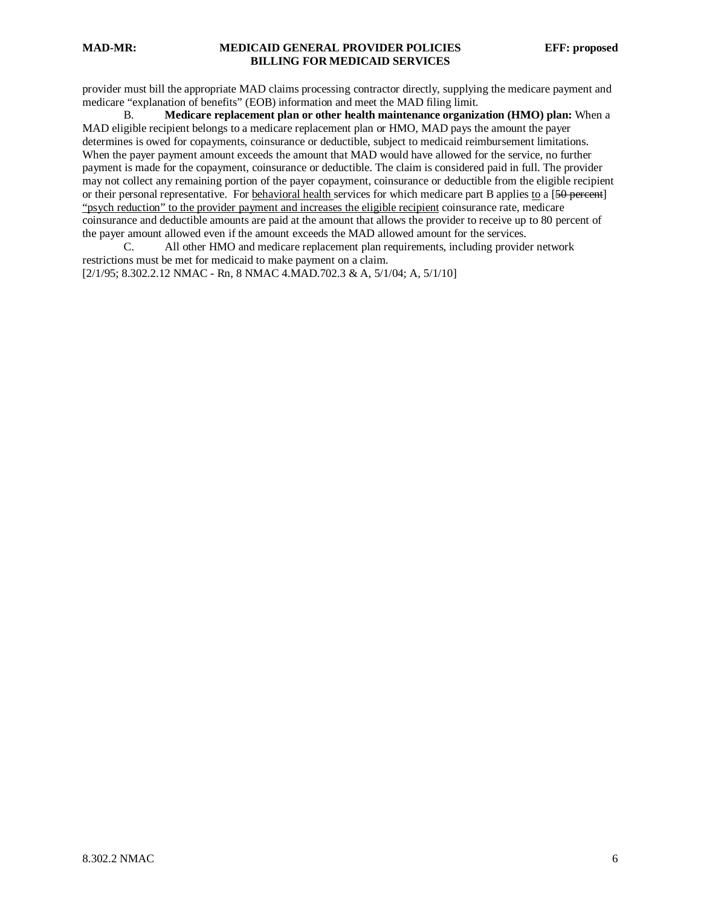provider must bill the appropriate MAD claims processing contractor directly, supplying the medicare payment and medicare "explanation of benefits" (EOB) information and meet the MAD filing limit.

B. **Medicare replacement plan or other health maintenance organization (HMO) plan:** When a MAD eligible recipient belongs to a medicare replacement plan or HMO, MAD pays the amount the payer determines is owed for copayments, coinsurance or deductible, subject to medicaid reimbursement limitations. When the payer payment amount exceeds the amount that MAD would have allowed for the service, no further payment is made for the copayment, coinsurance or deductible. The claim is considered paid in full. The provider may not collect any remaining portion of the payer copayment, coinsurance or deductible from the eligible recipient or their personal representative. For <u>behavioral health</u> services for which medicare part B applies <u>to</u> a [~~50 percent~~] <u>"psych reduction" to the provider payment and increases the eligible recipient</u> coinsurance rate, medicare coinsurance and deductible amounts are paid at the amount that allows the provider to receive up to 80 percent of the payer amount allowed even if the amount exceeds the MAD allowed amount for the services.

C. All other HMO and medicare replacement plan requirements, including provider network restrictions must be met for medicaid to make payment on a claim.

[2/1/95; 8.302.2.12 NMAC - Rn, 8 NMAC 4.MAD.702.3 & A, 5/1/04; A, 5/1/10]